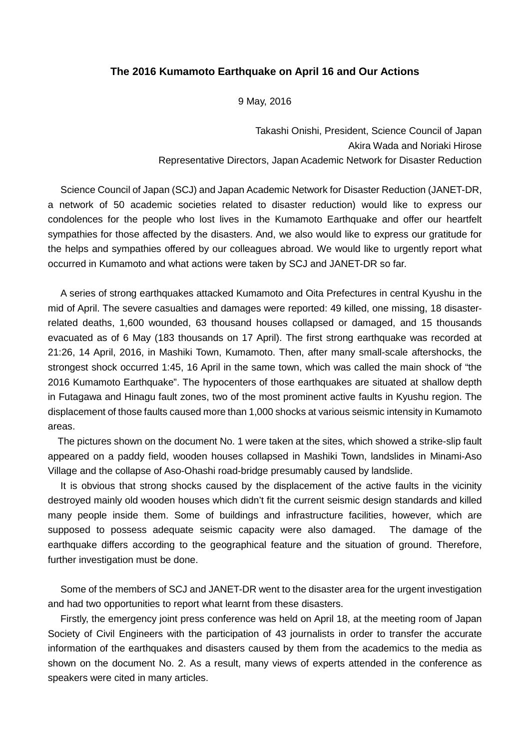# The 2016 Kumamoto Earthquake on April 16 and Our Actions

9 May, 2016

Takashi Onishi, President, Science Council of Japan
Akira Wada and Noriaki Hirose
Representative Directors, Japan Academic Network for Disaster Reduction

Science Council of Japan (SCJ) and Japan Academic Network for Disaster Reduction (JANET-DR, a network of 50 academic societies related to disaster reduction) would like to express our condolences for the people who lost lives in the Kumamoto Earthquake and offer our heartfelt sympathies for those affected by the disasters. And, we also would like to express our gratitude for the helps and sympathies offered by our colleagues abroad. We would like to urgently report what occurred in Kumamoto and what actions were taken by SCJ and JANET-DR so far.

A series of strong earthquakes attacked Kumamoto and Oita Prefectures in central Kyushu in the mid of April. The severe casualties and damages were reported: 49 killed, one missing, 18 disaster-related deaths, 1,600 wounded, 63 thousand houses collapsed or damaged, and 15 thousands evacuated as of 6 May (183 thousands on 17 April). The first strong earthquake was recorded at 21:26, 14 April, 2016, in Mashiki Town, Kumamoto. Then, after many small-scale aftershocks, the strongest shock occurred 1:45, 16 April in the same town, which was called the main shock of "the 2016 Kumamoto Earthquake". The hypocenters of those earthquakes are situated at shallow depth in Futagawa and Hinagu fault zones, two of the most prominent active faults in Kyushu region. The displacement of those faults caused more than 1,000 shocks at various seismic intensity in Kumamoto areas.

The pictures shown on the document No. 1 were taken at the sites, which showed a strike-slip fault appeared on a paddy field, wooden houses collapsed in Mashiki Town, landslides in Minami-Aso Village and the collapse of Aso-Ohashi road-bridge presumably caused by landslide.

It is obvious that strong shocks caused by the displacement of the active faults in the vicinity destroyed mainly old wooden houses which didn't fit the current seismic design standards and killed many people inside them. Some of buildings and infrastructure facilities, however, which are supposed to possess adequate seismic capacity were also damaged. The damage of the earthquake differs according to the geographical feature and the situation of ground. Therefore, further investigation must be done.

Some of the members of SCJ and JANET-DR went to the disaster area for the urgent investigation and had two opportunities to report what learnt from these disasters.

Firstly, the emergency joint press conference was held on April 18, at the meeting room of Japan Society of Civil Engineers with the participation of 43 journalists in order to transfer the accurate information of the earthquakes and disasters caused by them from the academics to the media as shown on the document No. 2. As a result, many views of experts attended in the conference as speakers were cited in many articles.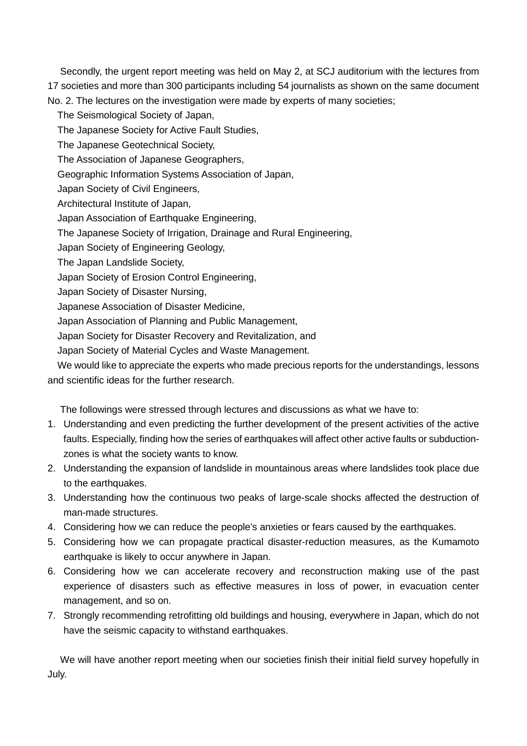Secondly, the urgent report meeting was held on May 2, at SCJ auditorium with the lectures from 17 societies and more than 300 participants including 54 journalists as shown on the same document No. 2. The lectures on the investigation were made by experts of many societies;

The Seismological Society of Japan,  
The Japanese Society for Active Fault Studies,  
The Japanese Geotechnical Society,  
The Association of Japanese Geographers,  
Geographic Information Systems Association of Japan,  
Japan Society of Civil Engineers,  
Architectural Institute of Japan,  
Japan Association of Earthquake Engineering,  
The Japanese Society of Irrigation, Drainage and Rural Engineering,  
Japan Society of Engineering Geology,  
The Japan Landslide Society,  
Japan Society of Erosion Control Engineering,  
Japan Society of Disaster Nursing,  
Japanese Association of Disaster Medicine,  
Japan Association of Planning and Public Management,  
Japan Society for Disaster Recovery and Revitalization, and  
Japan Society of Material Cycles and Waste Management.

We would like to appreciate the experts who made precious reports for the understandings, lessons and scientific ideas for the further research.

The followings were stressed through lectures and discussions as what we have to:

1. Understanding and even predicting the further development of the present activities of the active faults. Especially, finding how the series of earthquakes will affect other active faults or subduction-zones is what the society wants to know.
2. Understanding the expansion of landslide in mountainous areas where landslides took place due to the earthquakes.
3. Understanding how the continuous two peaks of large-scale shocks affected the destruction of man-made structures.
4. Considering how we can reduce the people's anxieties or fears caused by the earthquakes.
5. Considering how we can propagate practical disaster-reduction measures, as the Kumamoto earthquake is likely to occur anywhere in Japan.
6. Considering how we can accelerate recovery and reconstruction making use of the past experience of disasters such as effective measures in loss of power, in evacuation center management, and so on.
7. Strongly recommending retrofitting old buildings and housing, everywhere in Japan, which do not have the seismic capacity to withstand earthquakes.

We will have another report meeting when our societies finish their initial field survey hopefully in July.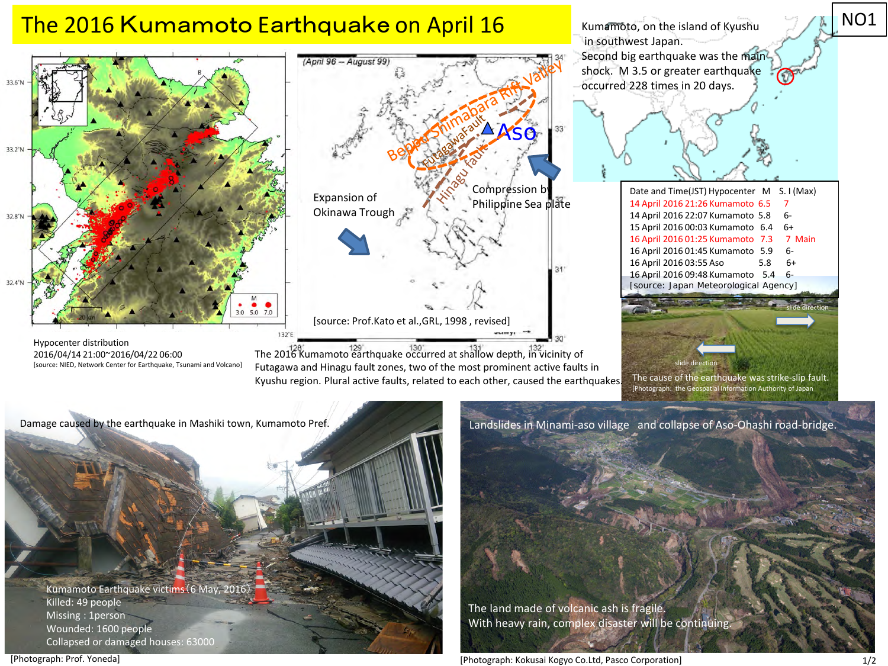# The 2016 Kumamoto Earthquake on April 16

NO1

Kumamoto, on the island of Kyushu in southwest Japan.
Second big earthquake was the main shock. M 3.5 or greater earthquake occurred 228 times in 20 days.

| Date and Time(JST) | Hypocenter | M | S. I (Max) |
|---|---|---|---|
| 14 April 2016 21:26 | Kumamoto | 6.5 | 7 |
| 14 April 2016 22:07 | Kumamoto | 5.8 | 6- |
| 15 April 2016 00:03 | Kumamoto | 6.4 | 6+ |
| 16 April 2016 01:25 | Kumamoto | 7.3 | 7 Main |
| 16 April 2016 01:45 | Kumamoto | 5.9 | 6- |
| 16 April 2016 03:55 | Aso | 5.8 | 6+ |
| 16 April 2016 09:48 | Kumamoto | 5.4 | 6- |

[source: Japan Meteorological Agency]

Hypocenter distribution
2016/04/14 21:00~2016/04/22 06:00
[source: NIED, Network Center for Earthquake, Tsunami and Volcano]

Beppu-Shimabara Rift Valley, Futagawa Fault, Hinagu fault, Aso
Expansion of Okinawa Trough
Compression by Philippine Sea plate
(April 96 – August 99)
[source: Prof.Kato et al.,GRL, 1998 , revised]

The 2016 Kumamoto earthquake occurred at shallow depth, in vicinity of Futagawa and Hinagu fault zones, two of the most prominent active faults in Kyushu region. Plural active faults, related to each other, caused the earthquakes.

slide direction
The cause of the earthquake was strike-slip fault.
[Photograph: the Geospatial Information Authority of Japan]

Damage caused by the earthquake in Mashiki town, Kumamoto Pref.

Kumamoto Earthquake victims (6 May, 2016)
Killed: 49 people
Missing : 1person
Wounded: 1600 people
Collapsed or damaged houses: 63000

[Photograph: Prof. Yoneda]

Landslides in Minami-aso village and collapse of Aso-Ohashi road-bridge.

The land made of volcanic ash is fragile.
With heavy rain, complex disaster will be continuing.

[Photograph: Kokusai Kogyo Co.Ltd, Pasco Corporation]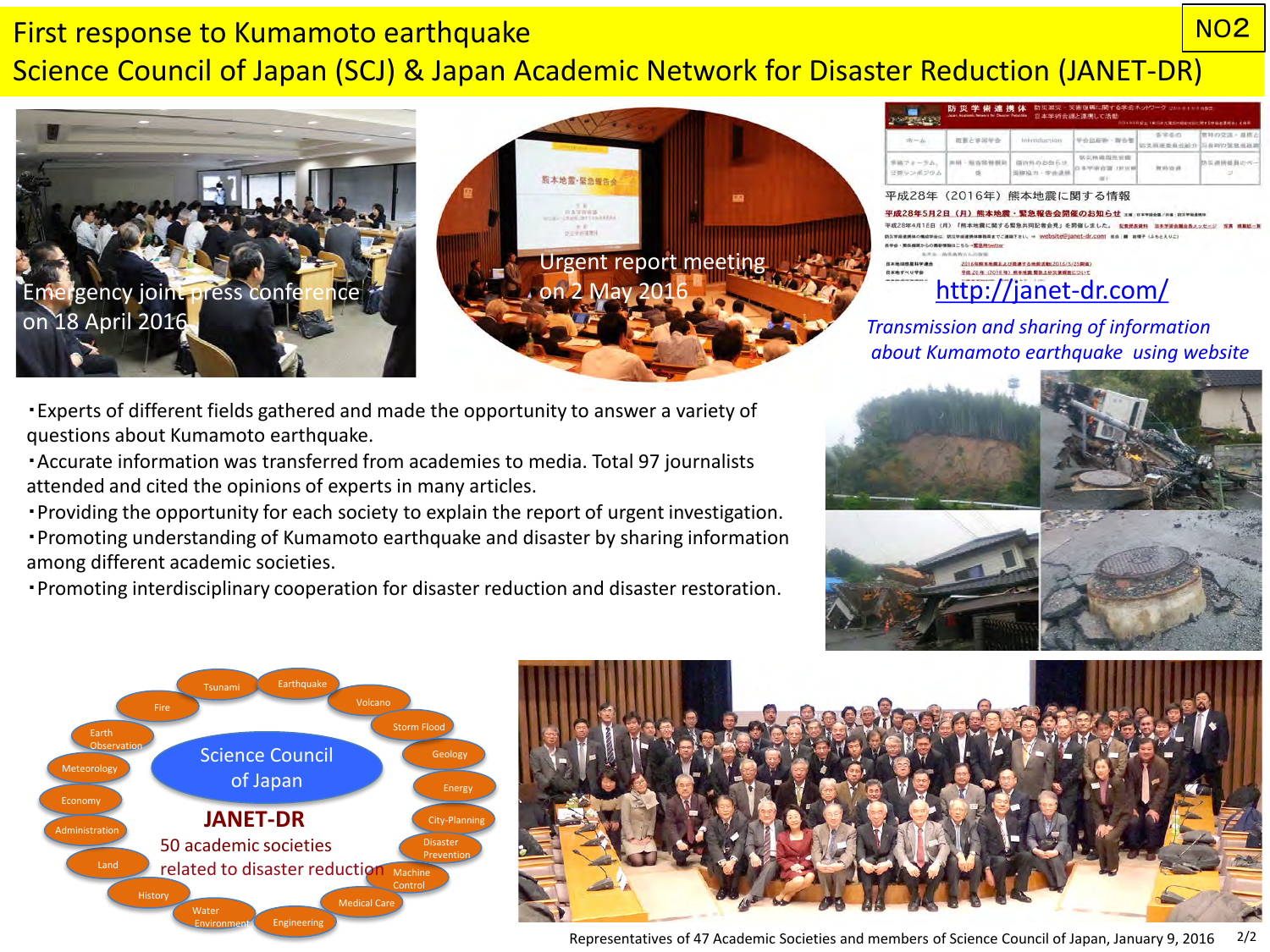# First response to Kumamoto earthquake
# Science Council of Japan (SCJ) & Japan Academic Network for Disaster Reduction (JANET-DR)

NO2

Emergency joint press conference on 18 April 2016

Urgent report meeting on 2 May 2016

http://janet-dr.com/

*Transmission and sharing of information about Kumamoto earthquake using website*

- Experts of different fields gathered and made the opportunity to answer a variety of questions about Kumamoto earthquake.
- Accurate information was transferred from academies to media. Total 97 journalists attended and cited the opinions of experts in many articles.
- Providing the opportunity for each society to explain the report of urgent investigation.
- Promoting understanding of Kumamoto earthquake and disaster by sharing information among different academic societies.
- Promoting interdisciplinary cooperation for disaster reduction and disaster restoration.

Science Council of Japan

**JANET-DR**

50 academic societies related to disaster reduction

Tsunami, Earthquake, Volcano, Storm Flood, Geology, Energy, City-Planning, Disaster Prevention, Machine Control, Medical Care, Engineering, Water Environment, History, Land, Administration, Economy, Meteorology, Earth Observation, Fire

Representatives of 47 Academic Societies and members of Science Council of Japan, January 9, 2016